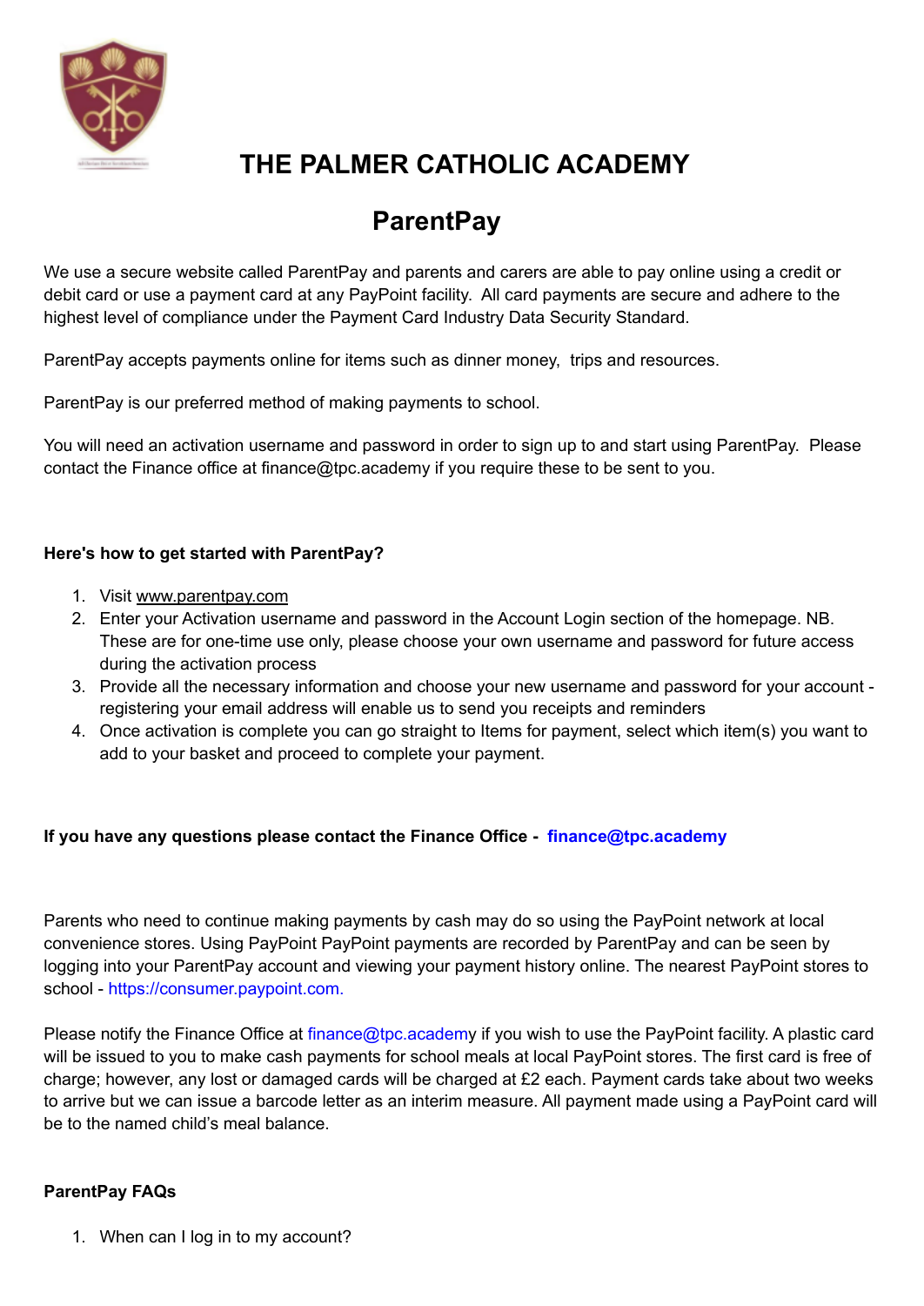# THE PALMER CATHOLIC ACADEMY

## ParentPay

We use a secure website called ParentPay and parents and carers are able to pay online using a credit or debit card or use a payment card at any PayPoint facility. All card payments are secure and adhere to the highest level of compliance under the Payment Card Industry Data Security Standard.

ParentPay accepts payments online for items such as dinner money, trips and resources.

ParentPay is our preferred method of making payments to school.

You will need an activation username and password in order to sign up to and start using ParentPay. Please contact the Finance office at finance@tpc.academy if you require these to be sent to you.

**Here's how to get started with ParentPay?**

1. Visit www.parentpay.com
2. Enter your Activation username and password in the Account Login section of the homepage. NB. These are for one-time use only, please choose your own username and password for future access during the activation process
3. Provide all the necessary information and choose your new username and password for your account - registering your email address will enable us to send you receipts and reminders
4. Once activation is complete you can go straight to Items for payment, select which item(s) you want to add to your basket and proceed to complete your payment.

**If you have any questions please contact the Finance Office - finance@tpc.academy**

Parents who need to continue making payments by cash may do so using the PayPoint network at local convenience stores. Using PayPoint PayPoint payments are recorded by ParentPay and can be seen by logging into your ParentPay account and viewing your payment history online. The nearest PayPoint stores to school - https://consumer.paypoint.com.

Please notify the Finance Office at finance@tpc.academy if you wish to use the PayPoint facility. A plastic card will be issued to you to make cash payments for school meals at local PayPoint stores. The first card is free of charge; however, any lost or damaged cards will be charged at £2 each. Payment cards take about two weeks to arrive but we can issue a barcode letter as an interim measure. All payment made using a PayPoint card will be to the named child's meal balance.

**ParentPay FAQs**

1. When can I log in to my account?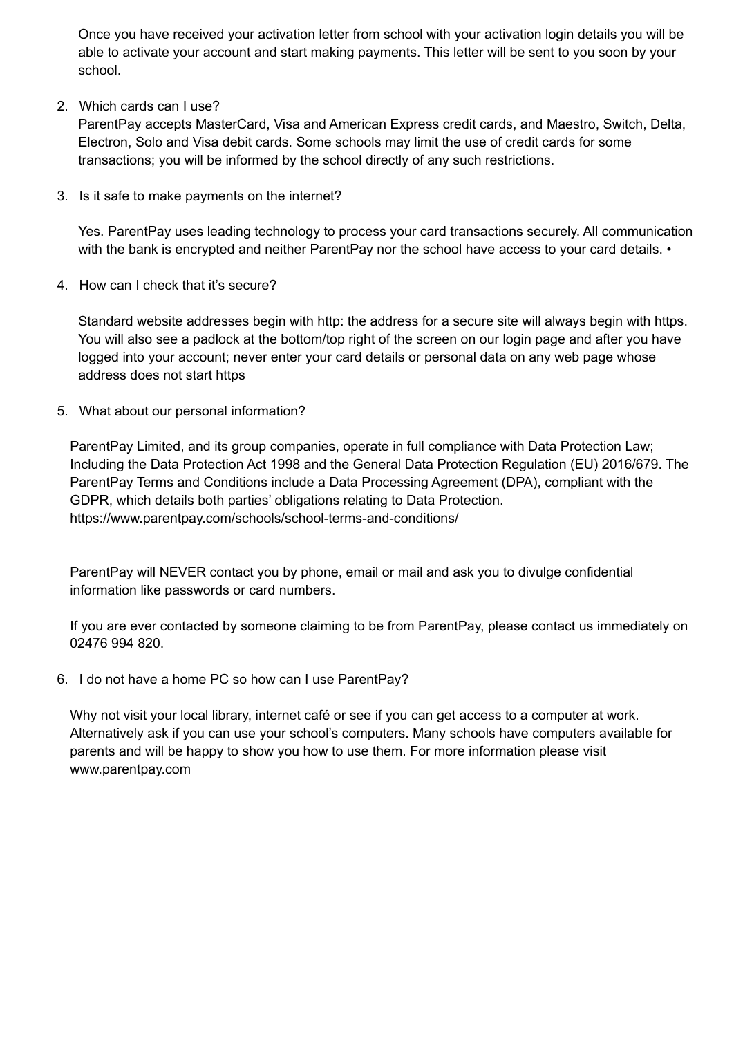Once you have received your activation letter from school with your activation login details you will be able to activate your account and start making payments. This letter will be sent to you soon by your school.

2. Which cards can I use?
   ParentPay accepts MasterCard, Visa and American Express credit cards, and Maestro, Switch, Delta, Electron, Solo and Visa debit cards. Some schools may limit the use of credit cards for some transactions; you will be informed by the school directly of any such restrictions.

3. Is it safe to make payments on the internet?

   Yes. ParentPay uses leading technology to process your card transactions securely. All communication with the bank is encrypted and neither ParentPay nor the school have access to your card details. •

4. How can I check that it's secure?

   Standard website addresses begin with http: the address for a secure site will always begin with https. You will also see a padlock at the bottom/top right of the screen on our login page and after you have logged into your account; never enter your card details or personal data on any web page whose address does not start https

5. What about our personal information?

   ParentPay Limited, and its group companies, operate in full compliance with Data Protection Law; Including the Data Protection Act 1998 and the General Data Protection Regulation (EU) 2016/679. The ParentPay Terms and Conditions include a Data Processing Agreement (DPA), compliant with the GDPR, which details both parties' obligations relating to Data Protection.
   https://www.parentpay.com/schools/school-terms-and-conditions/

   ParentPay will NEVER contact you by phone, email or mail and ask you to divulge confidential information like passwords or card numbers.

   If you are ever contacted by someone claiming to be from ParentPay, please contact us immediately on 02476 994 820.

6. I do not have a home PC so how can I use ParentPay?

   Why not visit your local library, internet café or see if you can get access to a computer at work. Alternatively ask if you can use your school's computers. Many schools have computers available for parents and will be happy to show you how to use them. For more information please visit www.parentpay.com